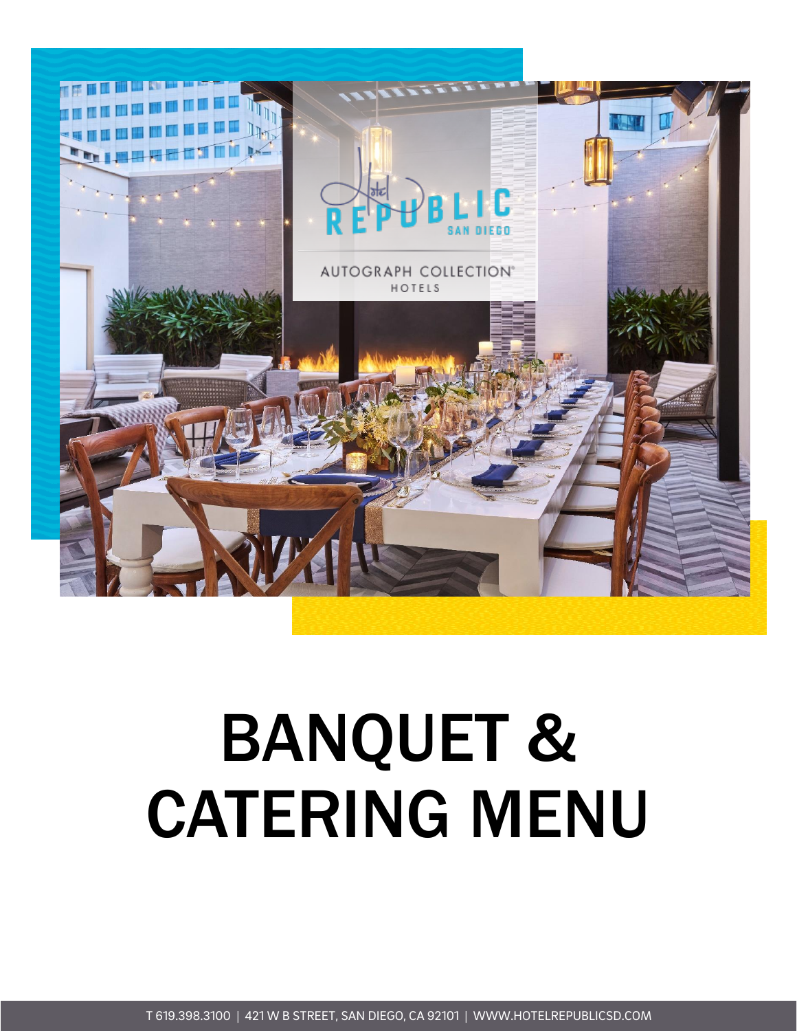# BANQUET & CATERING MENU

T 619.398.3100 | 421 W B STREET, SAN DIEGO, CA 92101 | WWW.HOTELREPUBLICSD.COM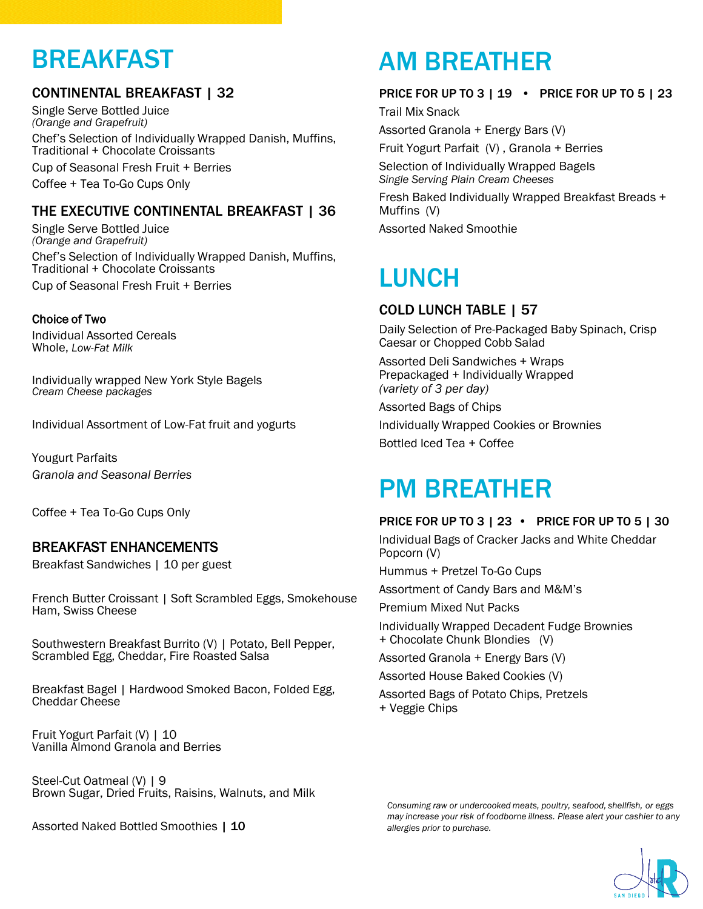# BREAKFAST

## CONTINENTAL BREAKFAST | 32

Single Serve Bottled Juice
*(Orange and Grapefruit)*

Chef's Selection of Individually Wrapped Danish, Muffins, Traditional + Chocolate Croissants

Cup of Seasonal Fresh Fruit + Berries

Coffee + Tea To-Go Cups Only

## THE EXECUTIVE CONTINENTAL BREAKFAST | 36

Single Serve Bottled Juice
*(Orange and Grapefruit)*

Chef's Selection of Individually Wrapped Danish, Muffins, Traditional + Chocolate Croissants

Cup of Seasonal Fresh Fruit + Berries

### Choice of Two

Individual Assorted Cereals
Whole, *Low-Fat Milk*

Individually wrapped New York Style Bagels
*Cream Cheese packages*

Individual Assortment of Low-Fat fruit and yogurts

Yougurt Parfaits
*Granola and Seasonal Berries*

Coffee + Tea To-Go Cups Only

## BREAKFAST ENHANCEMENTS

Breakfast Sandwiches | 10 per guest

French Butter Croissant | Soft Scrambled Eggs, Smokehouse Ham, Swiss Cheese

Southwestern Breakfast Burrito (V) | Potato, Bell Pepper, Scrambled Egg, Cheddar, Fire Roasted Salsa

Breakfast Bagel | Hardwood Smoked Bacon, Folded Egg, Cheddar Cheese

Fruit Yogurt Parfait (V) | 10
Vanilla Almond Granola and Berries

Steel-Cut Oatmeal (V) | 9
Brown Sugar, Dried Fruits, Raisins, Walnuts, and Milk

Assorted Naked Bottled Smoothies **| 10**

# AM BREATHER

**PRICE FOR UP TO 3 | 19 • PRICE FOR UP TO 5 | 23**

Trail Mix Snack

Assorted Granola + Energy Bars (V)

Fruit Yogurt Parfait (V) , Granola + Berries

Selection of Individually Wrapped Bagels
*Single Serving Plain Cream Cheeses*

Fresh Baked Individually Wrapped Breakfast Breads + Muffins (V)

Assorted Naked Smoothie

# LUNCH

## COLD LUNCH TABLE | 57

Daily Selection of Pre-Packaged Baby Spinach, Crisp Caesar or Chopped Cobb Salad

Assorted Deli Sandwiches + Wraps
Prepackaged + Individually Wrapped
*(variety of 3 per day)*

Assorted Bags of Chips

Individually Wrapped Cookies or Brownies

Bottled Iced Tea + Coffee

# PM BREATHER

**PRICE FOR UP TO 3 | 23 • PRICE FOR UP TO 5 | 30**

Individual Bags of Cracker Jacks and White Cheddar Popcorn (V)

Hummus + Pretzel To-Go Cups

Assortment of Candy Bars and M&M's

Premium Mixed Nut Packs

Individually Wrapped Decadent Fudge Brownies + Chocolate Chunk Blondies (V)

Assorted Granola + Energy Bars (V)

Assorted House Baked Cookies (V)

Assorted Bags of Potato Chips, Pretzels + Veggie Chips

*Consuming raw or undercooked meats, poultry, seafood, shellfish, or eggs may increase your risk of foodborne illness. Please alert your cashier to any allergies prior to purchase.*